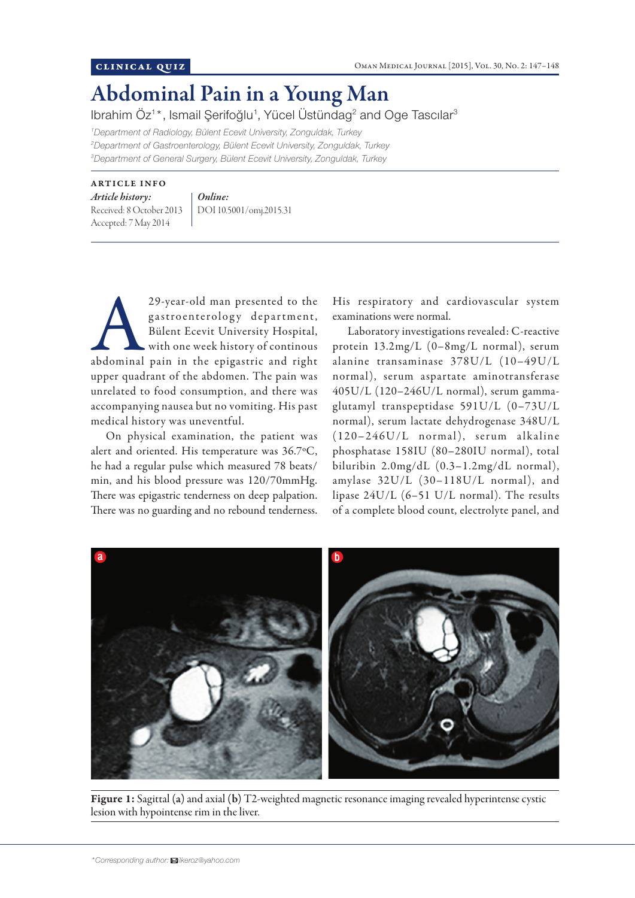CLINICAL QUIZ

# Abdominal Pain in a Young Man

Ibrahim Öz[1]*, Ismail Şerifoğlu[1], Yücel Üstündag[2] and Oge Tascılar[3]

[1]Department of Radiology, Bülent Ecevit University, Zonguldak, Turkey
[2]Department of Gastroenterology, Bülent Ecevit University, Zonguldak, Turkey
[3]Department of General Surgery, Bülent Ecevit University, Zonguldak, Turkey

**ARTICLE INFO**

*Article history:*
Received: 8 October 2013
Accepted: 7 May 2014

*Online:*
DOI 10.5001/omj.2015.31

A 29-year-old man presented to the gastroenterology department, Bülent Ecevit University Hospital, with one week history of continous abdominal pain in the epigastric and right upper quadrant of the abdomen. The pain was unrelated to food consumption, and there was accompanying nausea but no vomiting. His past medical history was uneventful.

On physical examination, the patient was alert and oriented. His temperature was 36.7ºC, he had a regular pulse which measured 78 beats/min, and his blood pressure was 120/70mmHg. There was epigastric tenderness on deep palpation. There was no guarding and no rebound tenderness. His respiratory and cardiovascular system examinations were normal.

Laboratory investigations revealed: C-reactive protein 13.2mg/L (0–8mg/L normal), serum alanine transaminase 378U/L (10–49U/L normal), serum aspartate aminotransferase 405U/L (120–246U/L normal), serum gamma-glutamyl transpeptidase 591U/L (0–73U/L normal), serum lactate dehydrogenase 348U/L (120–246U/L normal), serum alkaline phosphatase 158IU (80–280IU normal), total biluribin 2.0mg/dL (0.3–1.2mg/dL normal), amylase 32U/L (30–118U/L normal), and lipase 24U/L (6–51 U/L normal). The results of a complete blood count, electrolyte panel, and

**Figure 1:** Sagittal (**a**) and axial (**b**) T2-weighted magnetic resonance imaging revealed hyperintense cystic lesion with hypointense rim in the liver.

*Corresponding author: ilkeroz@yahoo.com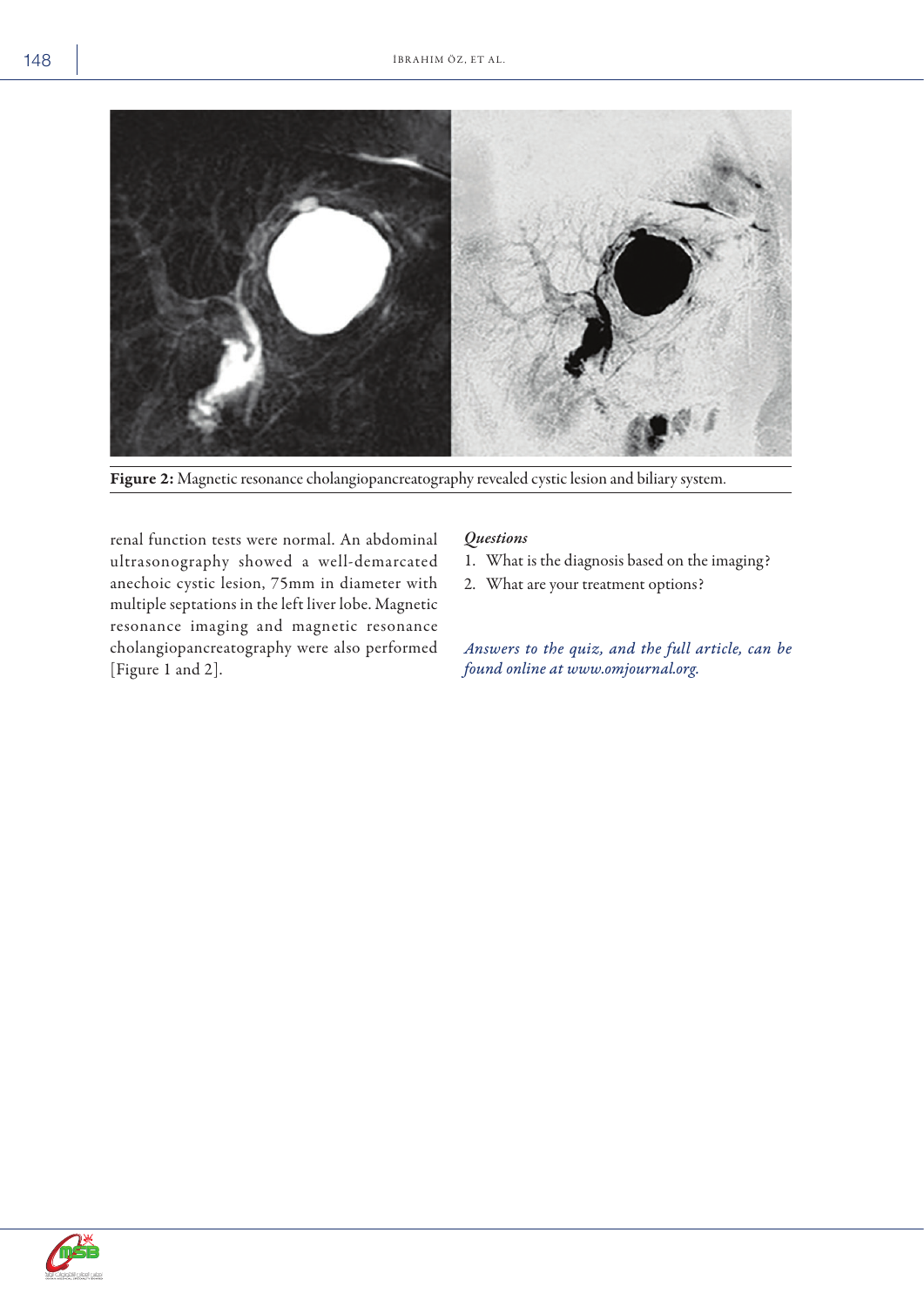Figure 2: Magnetic resonance cholangiopancreatography revealed cystic lesion and biliary system.

renal function tests were normal. An abdominal ultrasonography showed a well-demarcated anechoic cystic lesion, 75mm in diameter with multiple septations in the left liver lobe. Magnetic resonance imaging and magnetic resonance cholangiopancreatography were also performed [Figure 1 and 2].

*Questions*

1. What is the diagnosis based on the imaging?
2. What are your treatment options?

*Answers to the quiz, and the full article, can be found online at www.omjournal.org.*